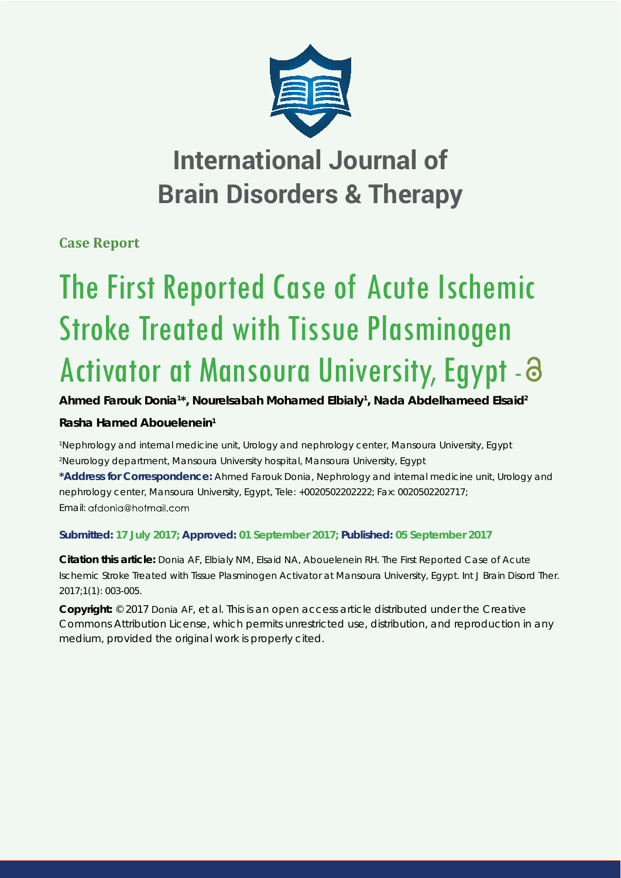# International Journal of Brain Disorders & Therapy

**Case Report**

# The First Reported Case of Acute Ischemic Stroke Treated with Tissue Plasminogen Activator at Mansoura University, Egypt

**Ahmed Farouk Donia[1]*, Nourelsabah Mohamed Elbialy[1], Nada Abdelhameed Elsaid[2]**

**Rasha Hamed Abouelenein[1]**

[1]Nephrology and internal medicine unit, Urology and nephrology center, Mansoura University, Egypt
[2]Neurology department, Mansoura University hospital, Mansoura University, Egypt

**\*Address for Correspondence:** Ahmed Farouk Donia, Nephrology and internal medicine unit, Urology and nephrology center, Mansoura University, Egypt, Tele: +0020502202222; Fax: 0020502202717; Email: afdonia@hotmail.com

**Submitted: 17 July 2017; Approved: 01 September 2017; Published: 05 September 2017**

**Citation this article:** Donia AF, Elbialy NM, Elsaid NA, Abouelenein RH. The First Reported Case of Acute Ischemic Stroke Treated with Tissue Plasminogen Activator at Mansoura University, Egypt. Int J Brain Disord Ther. 2017;1(1): 003-005.

**Copyright:** © 2017 Donia AF, et al. This is an open access article distributed under the Creative Commons Attribution License, which permits unrestricted use, distribution, and reproduction in any medium, provided the original work is properly cited.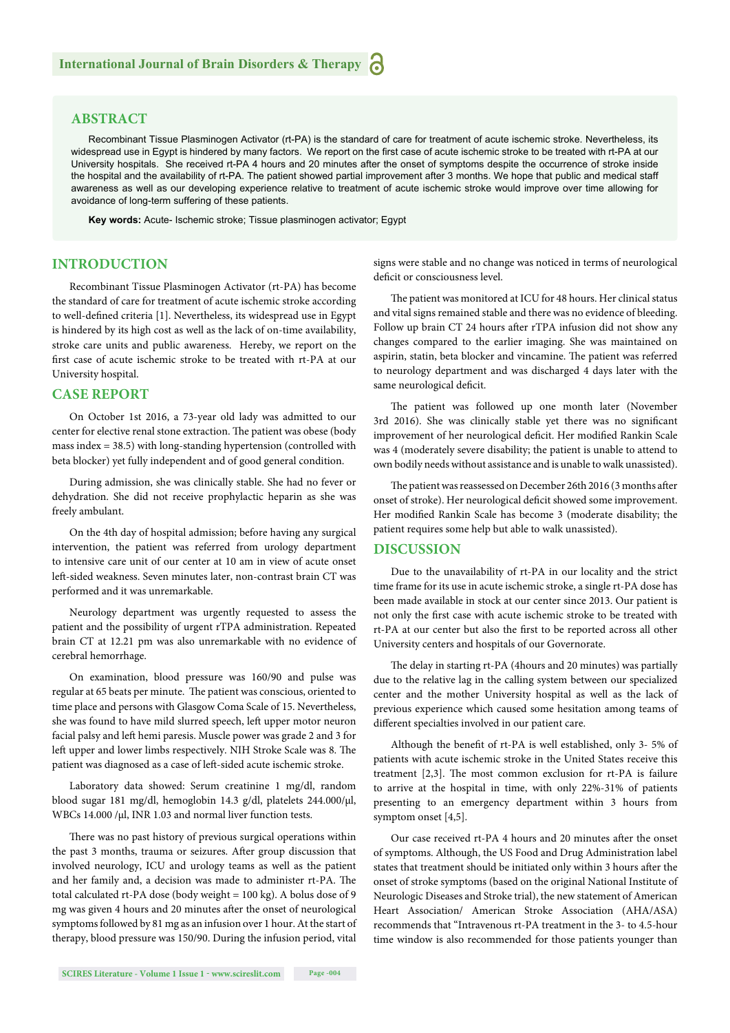## ABSTRACT

Recombinant Tissue Plasminogen Activator (rt-PA) is the standard of care for treatment of acute ischemic stroke. Nevertheless, its widespread use in Egypt is hindered by many factors. We report on the first case of acute ischemic stroke to be treated with rt-PA at our University hospitals. She received rt-PA 4 hours and 20 minutes after the onset of symptoms despite the occurrence of stroke inside the hospital and the availability of rt-PA. The patient showed partial improvement after 3 months. We hope that public and medical staff awareness as well as our developing experience relative to treatment of acute ischemic stroke would improve over time allowing for avoidance of long-term suffering of these patients.

**Key words:** Acute- Ischemic stroke; Tissue plasminogen activator; Egypt

## INTRODUCTION

Recombinant Tissue Plasminogen Activator (rt-PA) has become the standard of care for treatment of acute ischemic stroke according to well-defined criteria [1]. Nevertheless, its widespread use in Egypt is hindered by its high cost as well as the lack of on-time availability, stroke care units and public awareness. Hereby, we report on the first case of acute ischemic stroke to be treated with rt-PA at our University hospital.

## CASE REPORT

On October 1st 2016, a 73-year old lady was admitted to our center for elective renal stone extraction. The patient was obese (body mass index = 38.5) with long-standing hypertension (controlled with beta blocker) yet fully independent and of good general condition.

During admission, she was clinically stable. She had no fever or dehydration. She did not receive prophylactic heparin as she was freely ambulant.

On the 4th day of hospital admission; before having any surgical intervention, the patient was referred from urology department to intensive care unit of our center at 10 am in view of acute onset left-sided weakness. Seven minutes later, non-contrast brain CT was performed and it was unremarkable.

Neurology department was urgently requested to assess the patient and the possibility of urgent rTPA administration. Repeated brain CT at 12.21 pm was also unremarkable with no evidence of cerebral hemorrhage.

On examination, blood pressure was 160/90 and pulse was regular at 65 beats per minute. The patient was conscious, oriented to time place and persons with Glasgow Coma Scale of 15. Nevertheless, she was found to have mild slurred speech, left upper motor neuron facial palsy and left hemi paresis. Muscle power was grade 2 and 3 for left upper and lower limbs respectively. NIH Stroke Scale was 8. The patient was diagnosed as a case of left-sided acute ischemic stroke.

Laboratory data showed: Serum creatinine 1 mg/dl, random blood sugar 181 mg/dl, hemoglobin 14.3 g/dl, platelets 244.000/µl, WBCs 14.000 /µl, INR 1.03 and normal liver function tests.

There was no past history of previous surgical operations within the past 3 months, trauma or seizures. After group discussion that involved neurology, ICU and urology teams as well as the patient and her family and, a decision was made to administer rt-PA. The total calculated rt-PA dose (body weight = 100 kg). A bolus dose of 9 mg was given 4 hours and 20 minutes after the onset of neurological symptoms followed by 81 mg as an infusion over 1 hour. At the start of therapy, blood pressure was 150/90. During the infusion period, vital signs were stable and no change was noticed in terms of neurological deficit or consciousness level.

The patient was monitored at ICU for 48 hours. Her clinical status and vital signs remained stable and there was no evidence of bleeding. Follow up brain CT 24 hours after rTPA infusion did not show any changes compared to the earlier imaging. She was maintained on aspirin, statin, beta blocker and vincamine. The patient was referred to neurology department and was discharged 4 days later with the same neurological deficit.

The patient was followed up one month later (November 3rd 2016). She was clinically stable yet there was no significant improvement of her neurological deficit. Her modified Rankin Scale was 4 (moderately severe disability; the patient is unable to attend to own bodily needs without assistance and is unable to walk unassisted).

The patient was reassessed on December 26th 2016 (3 months after onset of stroke). Her neurological deficit showed some improvement. Her modified Rankin Scale has become 3 (moderate disability; the patient requires some help but able to walk unassisted).

## DISCUSSION

Due to the unavailability of rt-PA in our locality and the strict time frame for its use in acute ischemic stroke, a single rt-PA dose has been made available in stock at our center since 2013. Our patient is not only the first case with acute ischemic stroke to be treated with rt-PA at our center but also the first to be reported across all other University centers and hospitals of our Governorate.

The delay in starting rt-PA (4hours and 20 minutes) was partially due to the relative lag in the calling system between our specialized center and the mother University hospital as well as the lack of previous experience which caused some hesitation among teams of different specialties involved in our patient care.

Although the benefit of rt-PA is well established, only 3- 5% of patients with acute ischemic stroke in the United States receive this treatment [2,3]. The most common exclusion for rt-PA is failure to arrive at the hospital in time, with only 22%-31% of patients presenting to an emergency department within 3 hours from symptom onset [4,5].

Our case received rt-PA 4 hours and 20 minutes after the onset of symptoms. Although, the US Food and Drug Administration label states that treatment should be initiated only within 3 hours after the onset of stroke symptoms (based on the original National Institute of Neurologic Diseases and Stroke trial), the new statement of American Heart Association/ American Stroke Association (AHA/ASA) recommends that "Intravenous rt-PA treatment in the 3- to 4.5-hour time window is also recommended for those patients younger than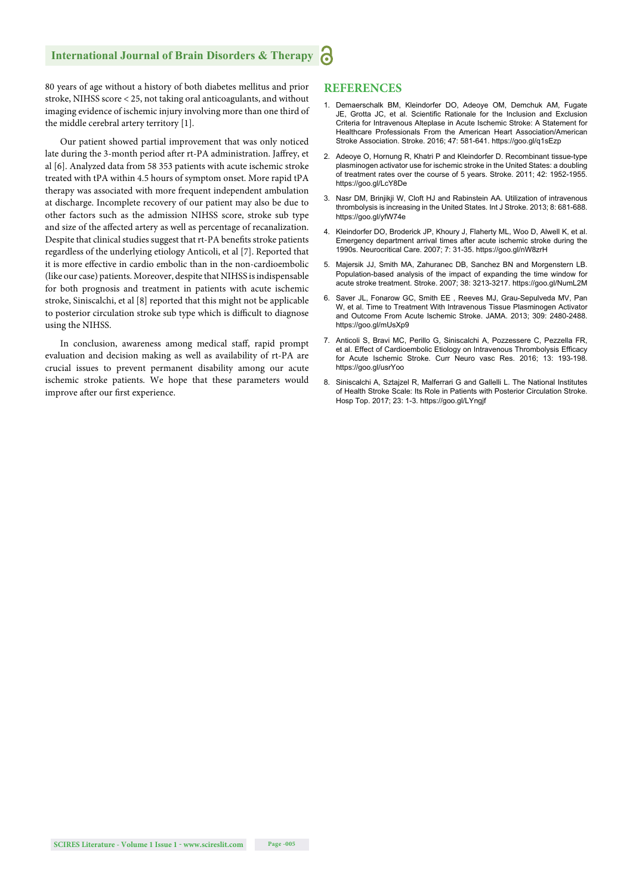80 years of age without a history of both diabetes mellitus and prior stroke, NIHSS score < 25, not taking oral anticoagulants, and without imaging evidence of ischemic injury involving more than one third of the middle cerebral artery territory [1].

Our patient showed partial improvement that was only noticed late during the 3-month period after rt-PA administration. Jaffrey, et al [6]. Analyzed data from 58 353 patients with acute ischemic stroke treated with tPA within 4.5 hours of symptom onset. More rapid tPA therapy was associated with more frequent independent ambulation at discharge. Incomplete recovery of our patient may also be due to other factors such as the admission NIHSS score, stroke sub type and size of the affected artery as well as percentage of recanalization. Despite that clinical studies suggest that rt-PA benefits stroke patients regardless of the underlying etiology Anticoli, et al [7]. Reported that it is more effective in cardio embolic than in the non-cardioembolic (like our case) patients. Moreover, despite that NIHSS is indispensable for both prognosis and treatment in patients with acute ischemic stroke, Siniscalchi, et al [8] reported that this might not be applicable to posterior circulation stroke sub type which is difficult to diagnose using the NIHSS.

In conclusion, awareness among medical staff, rapid prompt evaluation and decision making as well as availability of rt-PA are crucial issues to prevent permanent disability among our acute ischemic stroke patients. We hope that these parameters would improve after our first experience.

## REFERENCES

1. Demaerschalk BM, Kleindorfer DO, Adeoye OM, Demchuk AM, Fugate JE, Grotta JC, et al. Scientific Rationale for the Inclusion and Exclusion Criteria for Intravenous Alteplase in Acute Ischemic Stroke: A Statement for Healthcare Professionals From the American Heart Association/American Stroke Association. Stroke. 2016; 47: 581-641. https://goo.gl/q1sEzp
2. Adeoye O, Hornung R, Khatri P and Kleindorfer D. Recombinant tissue-type plasminogen activator use for ischemic stroke in the United States: a doubling of treatment rates over the course of 5 years. Stroke. 2011; 42: 1952-1955. https://goo.gl/LcY8De
3. Nasr DM, Brinjikji W, Cloft HJ and Rabinstein AA. Utilization of intravenous thrombolysis is increasing in the United States. Int J Stroke. 2013; 8: 681-688. https://goo.gl/yfW74e
4. Kleindorfer DO, Broderick JP, Khoury J, Flaherty ML, Woo D, Alwell K, et al. Emergency department arrival times after acute ischemic stroke during the 1990s. Neurocritical Care. 2007; 7: 31-35. https://goo.gl/nW8zrH
5. Majersik JJ, Smith MA, Zahuranec DB, Sanchez BN and Morgenstern LB. Population-based analysis of the impact of expanding the time window for acute stroke treatment. Stroke. 2007; 38: 3213-3217. https://goo.gl/NumL2M
6. Saver JL, Fonarow GC, Smith EE , Reeves MJ, Grau-Sepulveda MV, Pan W, et al. Time to Treatment With Intravenous Tissue Plasminogen Activator and Outcome From Acute Ischemic Stroke. JAMA. 2013; 309: 2480-2488. https://goo.gl/mUsXp9
7. Anticoli S, Bravi MC, Perillo G, Siniscalchi A, Pozzessere C, Pezzella FR, et al. Effect of Cardioembolic Etiology on Intravenous Thrombolysis Efficacy for Acute Ischemic Stroke. Curr Neuro vasc Res. 2016; 13: 193-198. https://goo.gl/usrYoo
8. Siniscalchi A, Sztajzel R, Malferrari G and Gallelli L. The National Institutes of Health Stroke Scale: Its Role in Patients with Posterior Circulation Stroke. Hosp Top. 2017; 23: 1-3. https://goo.gl/LYngjf